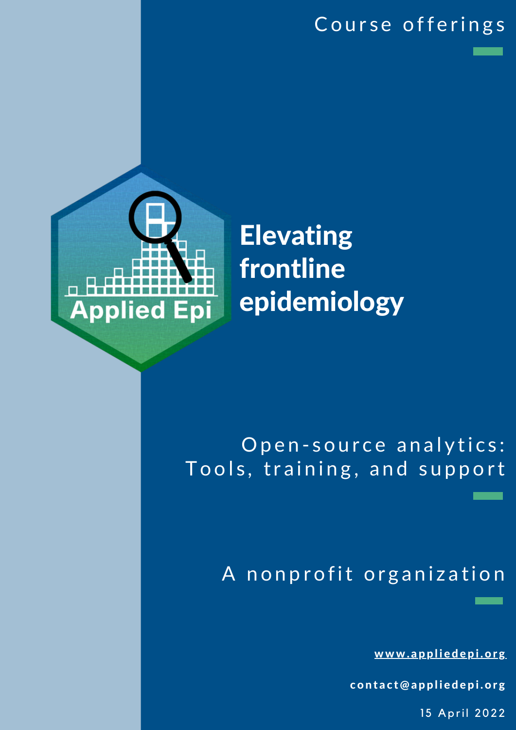Course offerings

Applied Epi

# Elevating frontline epidemiology

Open-source analytics:
Tools, training, and support

A nonprofit organization

www.appliedepi.org

contact@appliedepi.org

15 April 2022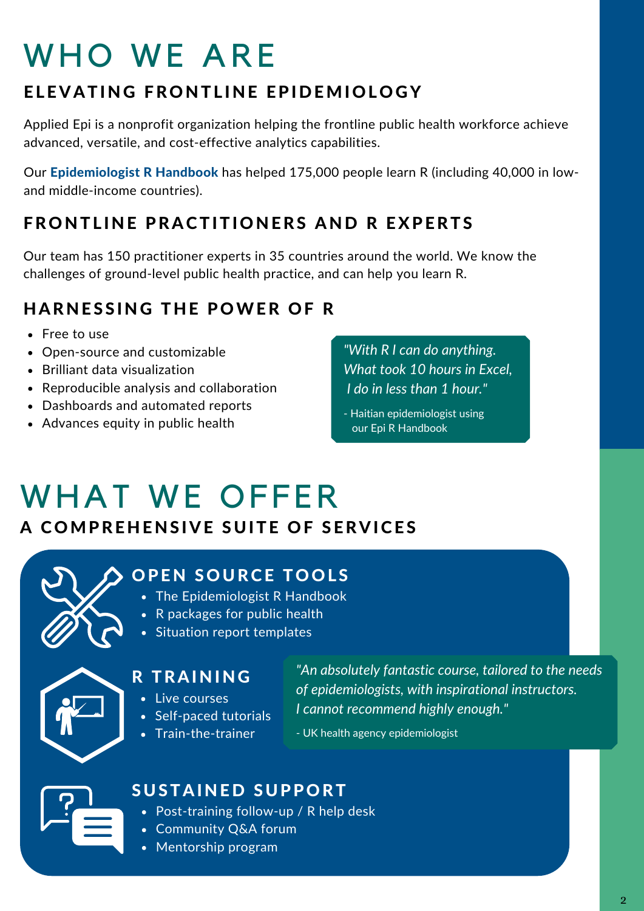# WHO WE ARE

## ELEVATING FRONTLINE EPIDEMIOLOGY

Applied Epi is a nonprofit organization helping the frontline public health workforce achieve advanced, versatile, and cost-effective analytics capabilities.

Our **Epidemiologist R Handbook** has helped 175,000 people learn R (including 40,000 in low- and middle-income countries).

## FRONTLINE PRACTITIONERS AND R EXPERTS

Our team has 150 practitioner experts in 35 countries around the world. We know the challenges of ground-level public health practice, and can help you learn R.

## HARNESSING THE POWER OF R

- Free to use
- Open-source and customizable
- Brilliant data visualization
- Reproducible analysis and collaboration
- Dashboards and automated reports
- Advances equity in public health

> *"With R I can do anything. What took 10 hours in Excel, I do in less than 1 hour."*
>
> \- Haitian epidemiologist using our Epi R Handbook

# WHAT WE OFFER

## A COMPREHENSIVE SUITE OF SERVICES

### OPEN SOURCE TOOLS

- The Epidemiologist R Handbook
- R packages for public health
- Situation report templates

### R TRAINING

- Live courses
- Self-paced tutorials
- Train-the-trainer

> *"An absolutely fantastic course, tailored to the needs of epidemiologists, with inspirational instructors. I cannot recommend highly enough."*
>
> \- UK health agency epidemiologist

### SUSTAINED SUPPORT

- Post-training follow-up / R help desk
- Community Q&A forum
- Mentorship program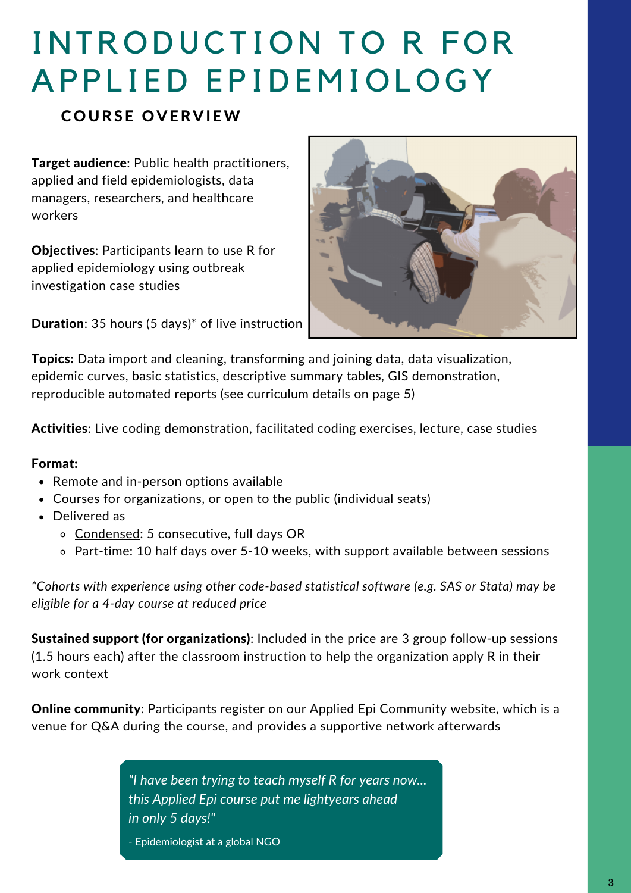# INTRODUCTION TO R FOR APPLIED EPIDEMIOLOGY

## COURSE OVERVIEW

**Target audience**: Public health practitioners, applied and field epidemiologists, data managers, researchers, and healthcare workers

**Objectives**: Participants learn to use R for applied epidemiology using outbreak investigation case studies

**Duration**: 35 hours (5 days)* of live instruction

**Topics:** Data import and cleaning, transforming and joining data, data visualization, epidemic curves, basic statistics, descriptive summary tables, GIS demonstration, reproducible automated reports (see curriculum details on page 5)

**Activities**: Live coding demonstration, facilitated coding exercises, lecture, case studies

**Format:**

- Remote and in-person options available
- Courses for organizations, or open to the public (individual seats)
- Delivered as
  - Condensed: 5 consecutive, full days OR
  - Part-time: 10 half days over 5-10 weeks, with support available between sessions

*\*Cohorts with experience using other code-based statistical software (e.g. SAS or Stata) may be eligible for a 4-day course at reduced price*

**Sustained support (for organizations)**: Included in the price are 3 group follow-up sessions (1.5 hours each) after the classroom instruction to help the organization apply R in their work context

**Online community**: Participants register on our Applied Epi Community website, which is a venue for Q&A during the course, and provides a supportive network afterwards

> *"I have been trying to teach myself R for years now... this Applied Epi course put me lightyears ahead in only 5 days!"*
>
> - Epidemiologist at a global NGO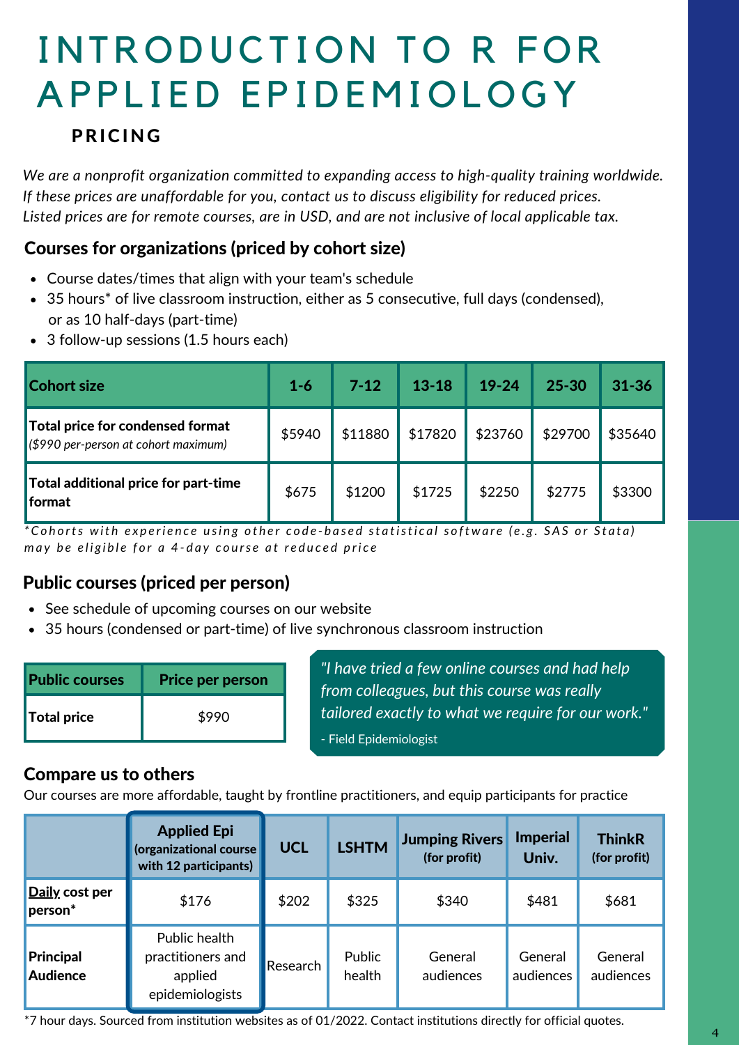# INTRODUCTION TO R FOR APPLIED EPIDEMIOLOGY

## PRICING

*We are a nonprofit organization committed to expanding access to high-quality training worldwide. If these prices are unaffordable for you, contact us to discuss eligibility for reduced prices. Listed prices are for remote courses, are in USD, and are not inclusive of local applicable tax.*

### Courses for organizations (priced by cohort size)

- Course dates/times that align with your team's schedule
- 35 hours* of live classroom instruction, either as 5 consecutive, full days (condensed), or as 10 half-days (part-time)
- 3 follow-up sessions (1.5 hours each)

| Cohort size | 1-6 | 7-12 | 13-18 | 19-24 | 25-30 | 31-36 |
|---|---|---|---|---|---|---|
| **Total price for condensed format** *($990 per-person at cohort maximum)* | $5940 | $11880 | $17820 | $23760 | $29700 | $35640 |
| **Total additional price for part-time format** | $675 | $1200 | $1725 | $2250 | $2775 | $3300 |

*Cohorts with experience using other code-based statistical software (e.g. SAS or Stata) may be eligible for a 4-day course at reduced price

### Public courses (priced per person)

- See schedule of upcoming courses on our website
- 35 hours (condensed or part-time) of live synchronous classroom instruction

| Public courses | Price per person |
|---|---|
| **Total price** | $990 |

*"I have tried a few online courses and had help from colleagues, but this course was really tailored exactly to what we require for our work."*

- Field Epidemiologist

### Compare us to others

Our courses are more affordable, taught by frontline practitioners, and equip participants for practice

| | Applied Epi (organizational course with 12 participants) | UCL | LSHTM | Jumping Rivers (for profit) | Imperial Univ. | ThinkR (for profit) |
|---|---|---|---|---|---|---|
| **Daily cost per person*** | $176 | $202 | $325 | $340 | $481 | $681 |
| **Principal Audience** | Public health practitioners and applied epidemiologists | Research | Public health | General audiences | General audiences | General audiences |

*7 hour days. Sourced from institution websites as of 01/2022. Contact institutions directly for official quotes.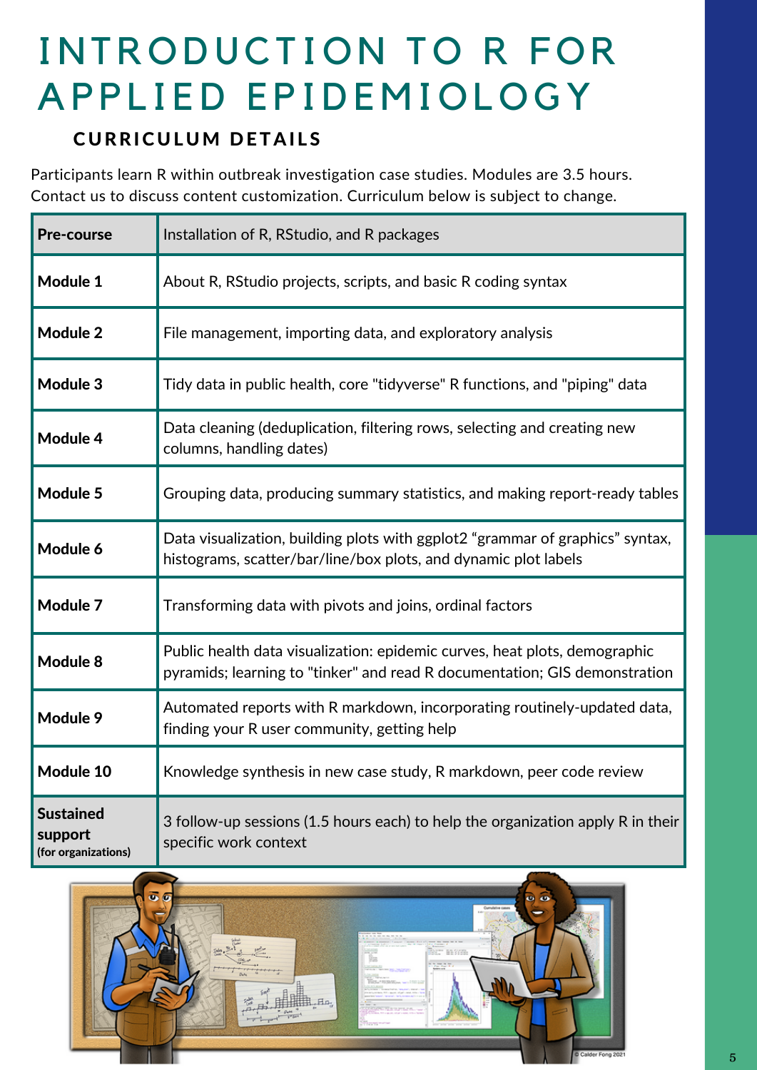# INTRODUCTION TO R FOR APPLIED EPIDEMIOLOGY

### CURRICULUM DETAILS

Participants learn R within outbreak investigation case studies. Modules are 3.5 hours. Contact us to discuss content customization. Curriculum below is subject to change.

| | |
|---|---|
| **Pre-course** | Installation of R, RStudio, and R packages |
| **Module 1** | About R, RStudio projects, scripts, and basic R coding syntax |
| **Module 2** | File management, importing data, and exploratory analysis |
| **Module 3** | Tidy data in public health, core "tidyverse" R functions, and "piping" data |
| **Module 4** | Data cleaning (deduplication, filtering rows, selecting and creating new columns, handling dates) |
| **Module 5** | Grouping data, producing summary statistics, and making report-ready tables |
| **Module 6** | Data visualization, building plots with ggplot2 "grammar of graphics" syntax, histograms, scatter/bar/line/box plots, and dynamic plot labels |
| **Module 7** | Transforming data with pivots and joins, ordinal factors |
| **Module 8** | Public health data visualization: epidemic curves, heat plots, demographic pyramids; learning to "tinker" and read R documentation; GIS demonstration |
| **Module 9** | Automated reports with R markdown, incorporating routinely-updated data, finding your R user community, getting help |
| **Module 10** | Knowledge synthesis in new case study, R markdown, peer code review |
| **Sustained support** (for organizations) | 3 follow-up sessions (1.5 hours each) to help the organization apply R in their specific work context |

© Calder Fong 2021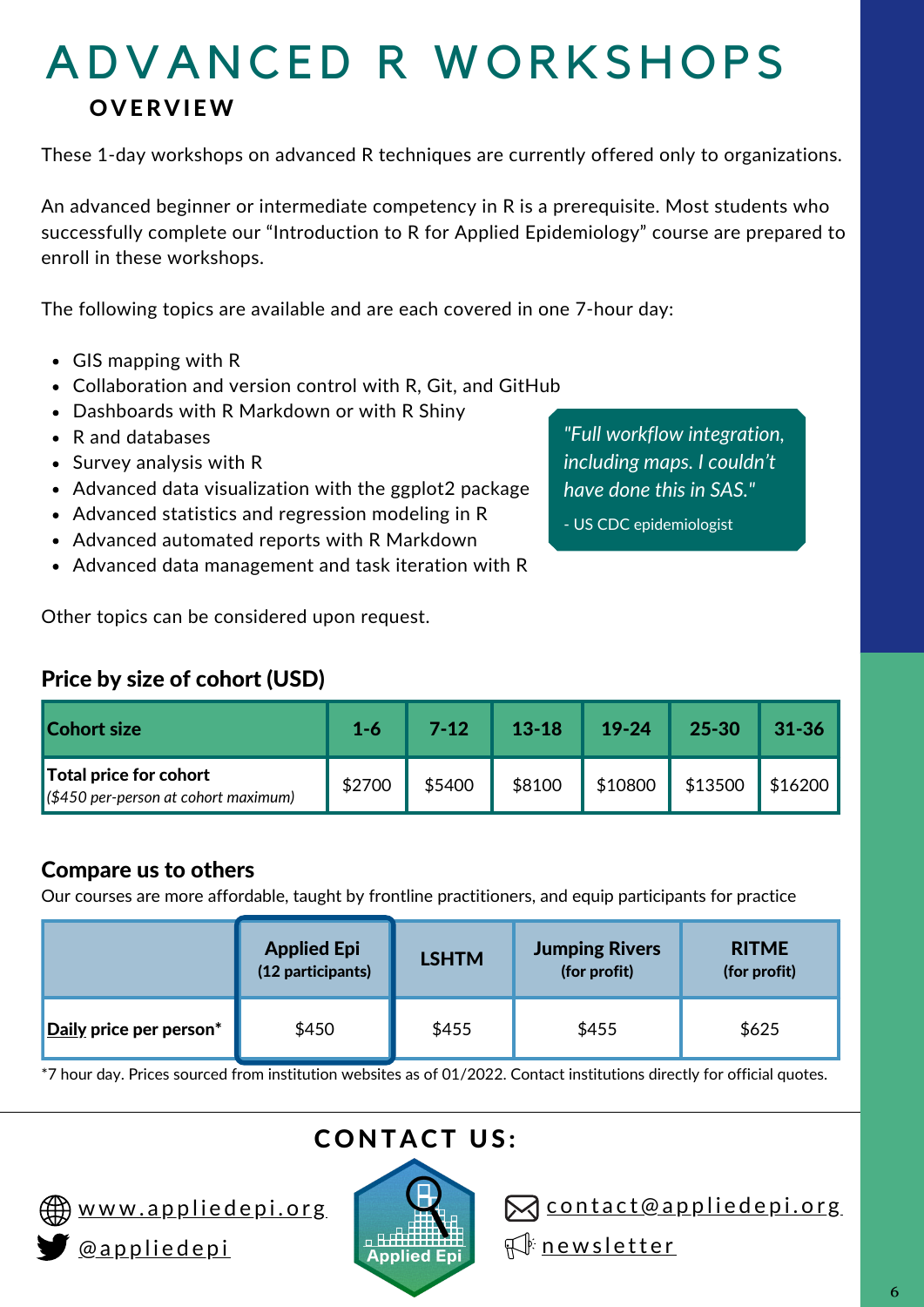# ADVANCED R WORKSHOPS

## OVERVIEW

These 1-day workshops on advanced R techniques are currently offered only to organizations.

An advanced beginner or intermediate competency in R is a prerequisite. Most students who successfully complete our "Introduction to R for Applied Epidemiology" course are prepared to enroll in these workshops.

The following topics are available and are each covered in one 7-hour day:

- GIS mapping with R
- Collaboration and version control with R, Git, and GitHub
- Dashboards with R Markdown or with R Shiny
- R and databases
- Survey analysis with R
- Advanced data visualization with the ggplot2 package
- Advanced statistics and regression modeling in R
- Advanced automated reports with R Markdown
- Advanced data management and task iteration with R

*"Full workflow integration, including maps. I couldn't have done this in SAS."*

- US CDC epidemiologist

Other topics can be considered upon request.

## Price by size of cohort (USD)

| Cohort size | 1-6 | 7-12 | 13-18 | 19-24 | 25-30 | 31-36 |
|---|---|---|---|---|---|---|
| **Total price for cohort** *($450 per-person at cohort maximum)* | $2700 | $5400 | $8100 | $10800 | $13500 | $16200 |

## Compare us to others

Our courses are more affordable, taught by frontline practitioners, and equip participants for practice

| | Applied Epi (12 participants) | LSHTM | Jumping Rivers (for profit) | RITME (for profit) |
|---|---|---|---|---|
| **Daily price per person*** | $450 | $455 | $455 | $625 |

*7 hour day. Prices sourced from institution websites as of 01/2022. Contact institutions directly for official quotes.

## CONTACT US:

www.appliedepi.org

@appliedepi

contact@appliedepi.org

newsletter